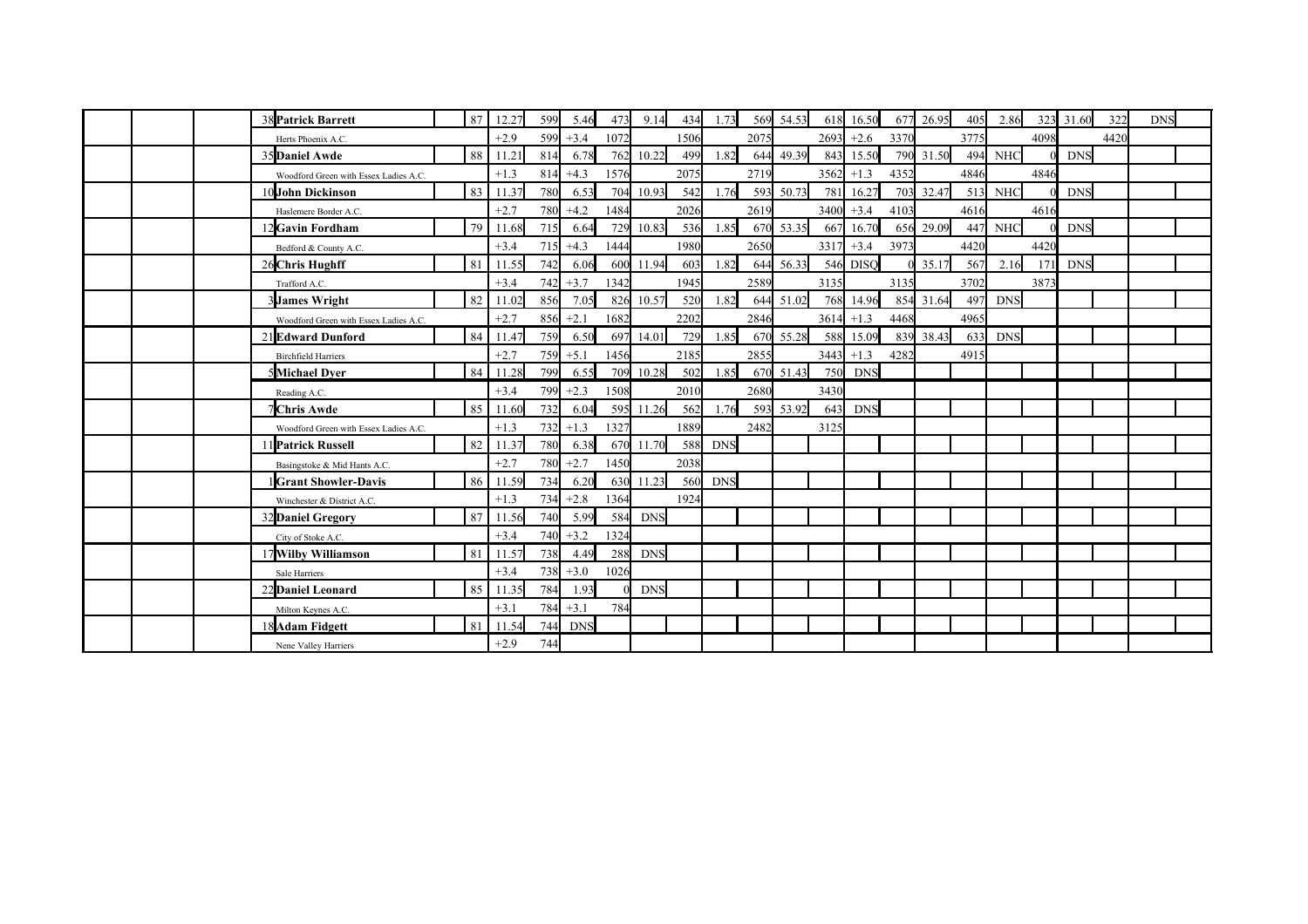| | | | | | | | | | | | | | | | | | | | | | | | | | |
|---|---|---|---|---|---|---|---|---|---|---|---|---|---|---|---|---|---|---|---|---|---|---|---|---|---|
| | | | 38 | **Patrick Barrett** | 87 | 12.27 | 599 | 5.46 | 473 | 9.14 | 434 | 1.73 | 569 | 54.53 | 618 | 16.50 | 677 | 26.95 | 405 | 2.86 | 323 | 31.60 | 322 | DNS | |
| | | | | Herts Phoenix A.C. | | +2.9 | 599 | +3.4 | 1072 | | 1506 | | 2075 | | 2693 | +2.6 | 3370 | | 3775 | | 4098 | | 4420 | | |
| | | | 35 | **Daniel Awde** | 88 | 11.21 | 814 | 6.78 | 762 | 10.22 | 499 | 1.82 | 644 | 49.39 | 843 | 15.50 | 790 | 31.50 | 494 | NHC | 0 | DNS | | | |
| | | | | Woodford Green with Essex Ladies A.C. | | +1.3 | 814 | +4.3 | 1576 | | 2075 | | 2719 | | 3562 | +1.3 | 4352 | | 4846 | | 4846 | | | | |
| | | | 10 | **John Dickinson** | 83 | 11.37 | 780 | 6.53 | 704 | 10.93 | 542 | 1.76 | 593 | 50.73 | 781 | 16.27 | 703 | 32.47 | 513 | NHC | 0 | DNS | | | |
| | | | | Haslemere Border A.C. | | +2.7 | 780 | +4.2 | 1484 | | 2026 | | 2619 | | 3400 | +3.4 | 4103 | | 4616 | | 4616 | | | | |
| | | | 12 | **Gavin Fordham** | 79 | 11.68 | 715 | 6.64 | 729 | 10.83 | 536 | 1.85 | 670 | 53.35 | 667 | 16.70 | 656 | 29.09 | 447 | NHC | 0 | DNS | | | |
| | | | | Bedford & County A.C. | | +3.4 | 715 | +4.3 | 1444 | | 1980 | | 2650 | | 3317 | +3.4 | 3973 | | 4420 | | 4420 | | | | |
| | | | 26 | **Chris Hughff** | 81 | 11.55 | 742 | 6.06 | 600 | 11.94 | 603 | 1.82 | 644 | 56.33 | 546 | DISQ | 0 | 35.17 | 567 | 2.16 | 171 | DNS | | | |
| | | | | Trafford A.C. | | +3.4 | 742 | +3.7 | 1342 | | 1945 | | 2589 | | 3135 | | 3135 | | 3702 | | 3873 | | | | |
| | | | 3 | **James Wright** | 82 | 11.02 | 856 | 7.05 | 826 | 10.57 | 520 | 1.82 | 644 | 51.02 | 768 | 14.96 | 854 | 31.64 | 497 | DNS | | | | | |
| | | | | Woodford Green with Essex Ladies A.C. | | +2.7 | 856 | +2.1 | 1682 | | 2202 | | 2846 | | 3614 | +1.3 | 4468 | | 4965 | | | | | | |
| | | | 21 | **Edward Dunford** | 84 | 11.47 | 759 | 6.50 | 697 | 14.01 | 729 | 1.85 | 670 | 55.28 | 588 | 15.09 | 839 | 38.43 | 633 | DNS | | | | | |
| | | | | Birchfield Harriers | | +2.7 | 759 | +5.1 | 1456 | | 2185 | | 2855 | | 3443 | +1.3 | 4282 | | 4915 | | | | | | |
| | | | 5 | **Michael Dyer** | 84 | 11.28 | 799 | 6.55 | 709 | 10.28 | 502 | 1.85 | 670 | 51.43 | 750 | DNS | | | | | | | | | |
| | | | | Reading A.C. | | +3.4 | 799 | +2.3 | 1508 | | 2010 | | 2680 | | 3430 | | | | | | | | | | |
| | | | 7 | **Chris Awde** | 85 | 11.60 | 732 | 6.04 | 595 | 11.26 | 562 | 1.76 | 593 | 53.92 | 643 | DNS | | | | | | | | | |
| | | | | Woodford Green with Essex Ladies A.C. | | +1.3 | 732 | +1.3 | 1327 | | 1889 | | 2482 | | 3125 | | | | | | | | | | |
| | | | 11 | **Patrick Russell** | 82 | 11.37 | 780 | 6.38 | 670 | 11.70 | 588 | DNS | | | | | | | | | | | | | |
| | | | | Basingstoke & Mid Hants A.C. | | +2.7 | 780 | +2.7 | 1450 | | 2038 | | | | | | | | | | | | | | |
| | | | 1 | **Grant Showler-Davis** | 86 | 11.59 | 734 | 6.20 | 630 | 11.23 | 560 | DNS | | | | | | | | | | | | | |
| | | | | Winchester & District A.C. | | +1.3 | 734 | +2.8 | 1364 | | 1924 | | | | | | | | | | | | | | |
| | | | 32 | **Daniel Gregory** | 87 | 11.56 | 740 | 5.99 | 584 | DNS | | | | | | | | | | | | | | | |
| | | | | City of Stoke A.C. | | +3.4 | 740 | +3.2 | 1324 | | | | | | | | | | | | | | | | |
| | | | 17 | **Wilby Williamson** | 81 | 11.57 | 738 | 4.49 | 288 | DNS | | | | | | | | | | | | | | | |
| | | | | Sale Harriers | | +3.4 | 738 | +3.0 | 1026 | | | | | | | | | | | | | | | | |
| | | | 22 | **Daniel Leonard** | 85 | 11.35 | 784 | 1.93 | 0 | DNS | | | | | | | | | | | | | | | |
| | | | | Milton Keynes A.C. | | +3.1 | 784 | +3.1 | 784 | | | | | | | | | | | | | | | | |
| | | | 18 | **Adam Fidgett** | 81 | 11.54 | 744 | DNS | | | | | | | | | | | | | | | | | |
| | | | | Nene Valley Harriers | | +2.9 | 744 | | | | | | | | | | | | | | | | | | |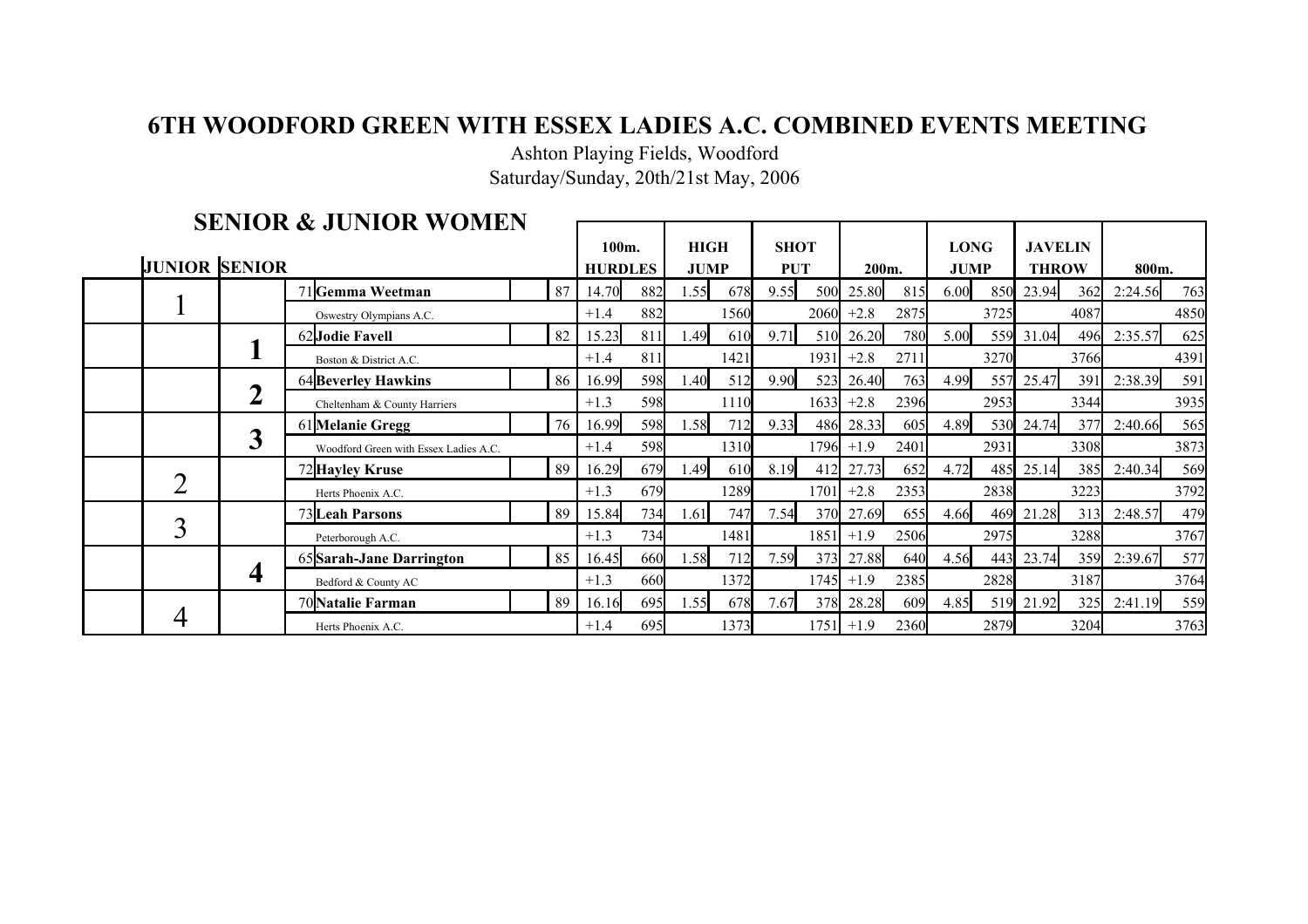## 6TH WOODFORD GREEN WITH ESSEX LADIES A.C. COMBINED EVENTS MEETING

Ashton Playing Fields, Woodford

Saturday/Sunday, 20th/21st May, 2006

### SENIOR & JUNIOR WOMEN

| JUNIOR | SENIOR | | | 100m. HURDLES | | HIGH JUMP | | SHOT PUT | | 200m. | | LONG JUMP | | JAVELIN THROW | | 800m. | |
|---|---|---|---|---|---|---|---|---|---|---|---|---|---|---|---|---|---|
| 1 | | 71 **Gemma Weetman** | 87 | 14.70 | 882 | 1.55 | 678 | 9.55 | 500 | 25.80 | 815 | 6.00 | 850 | 23.94 | 362 | 2:24.56 | 763 |
| | | Oswestry Olympians A.C. | | +1.4 | 882 | | 1560 | | 2060 | +2.8 | 2875 | | 3725 | | 4087 | | 4850 |
| | 1 | 62 **Jodie Favell** | 82 | 15.23 | 811 | 1.49 | 610 | 9.71 | 510 | 26.20 | 780 | 5.00 | 559 | 31.04 | 496 | 2:35.57 | 625 |
| | | Boston & District A.C. | | +1.4 | 811 | | 1421 | | 1931 | +2.8 | 2711 | | 3270 | | 3766 | | 4391 |
| | 2 | 64 **Beverley Hawkins** | 86 | 16.99 | 598 | 1.40 | 512 | 9.90 | 523 | 26.40 | 763 | 4.99 | 557 | 25.47 | 391 | 2:38.39 | 591 |
| | | Cheltenham & County Harriers | | +1.3 | 598 | | 1110 | | 1633 | +2.8 | 2396 | | 2953 | | 3344 | | 3935 |
| | 3 | 61 **Melanie Gregg** | 76 | 16.99 | 598 | 1.58 | 712 | 9.33 | 486 | 28.33 | 605 | 4.89 | 530 | 24.74 | 377 | 2:40.66 | 565 |
| | | Woodford Green with Essex Ladies A.C. | | +1.4 | 598 | | 1310 | | 1796 | +1.9 | 2401 | | 2931 | | 3308 | | 3873 |
| 2 | | 72 **Hayley Kruse** | 89 | 16.29 | 679 | 1.49 | 610 | 8.19 | 412 | 27.73 | 652 | 4.72 | 485 | 25.14 | 385 | 2:40.34 | 569 |
| | | Herts Phoenix A.C. | | +1.3 | 679 | | 1289 | | 1701 | +2.8 | 2353 | | 2838 | | 3223 | | 3792 |
| 3 | | 73 **Leah Parsons** | 89 | 15.84 | 734 | 1.61 | 747 | 7.54 | 370 | 27.69 | 655 | 4.66 | 469 | 21.28 | 313 | 2:48.57 | 479 |
| | | Peterborough A.C. | | +1.3 | 734 | | 1481 | | 1851 | +1.9 | 2506 | | 2975 | | 3288 | | 3767 |
| | 4 | 65 **Sarah-Jane Darrington** | 85 | 16.45 | 660 | 1.58 | 712 | 7.59 | 373 | 27.88 | 640 | 4.56 | 443 | 23.74 | 359 | 2:39.67 | 577 |
| | | Bedford & County AC | | +1.3 | 660 | | 1372 | | 1745 | +1.9 | 2385 | | 2828 | | 3187 | | 3764 |
| 4 | | 70 **Natalie Farman** | 89 | 16.16 | 695 | 1.55 | 678 | 7.67 | 378 | 28.28 | 609 | 4.85 | 519 | 21.92 | 325 | 2:41.19 | 559 |
| | | Herts Phoenix A.C. | | +1.4 | 695 | | 1373 | | 1751 | +1.9 | 2360 | | 2879 | | 3204 | | 3763 |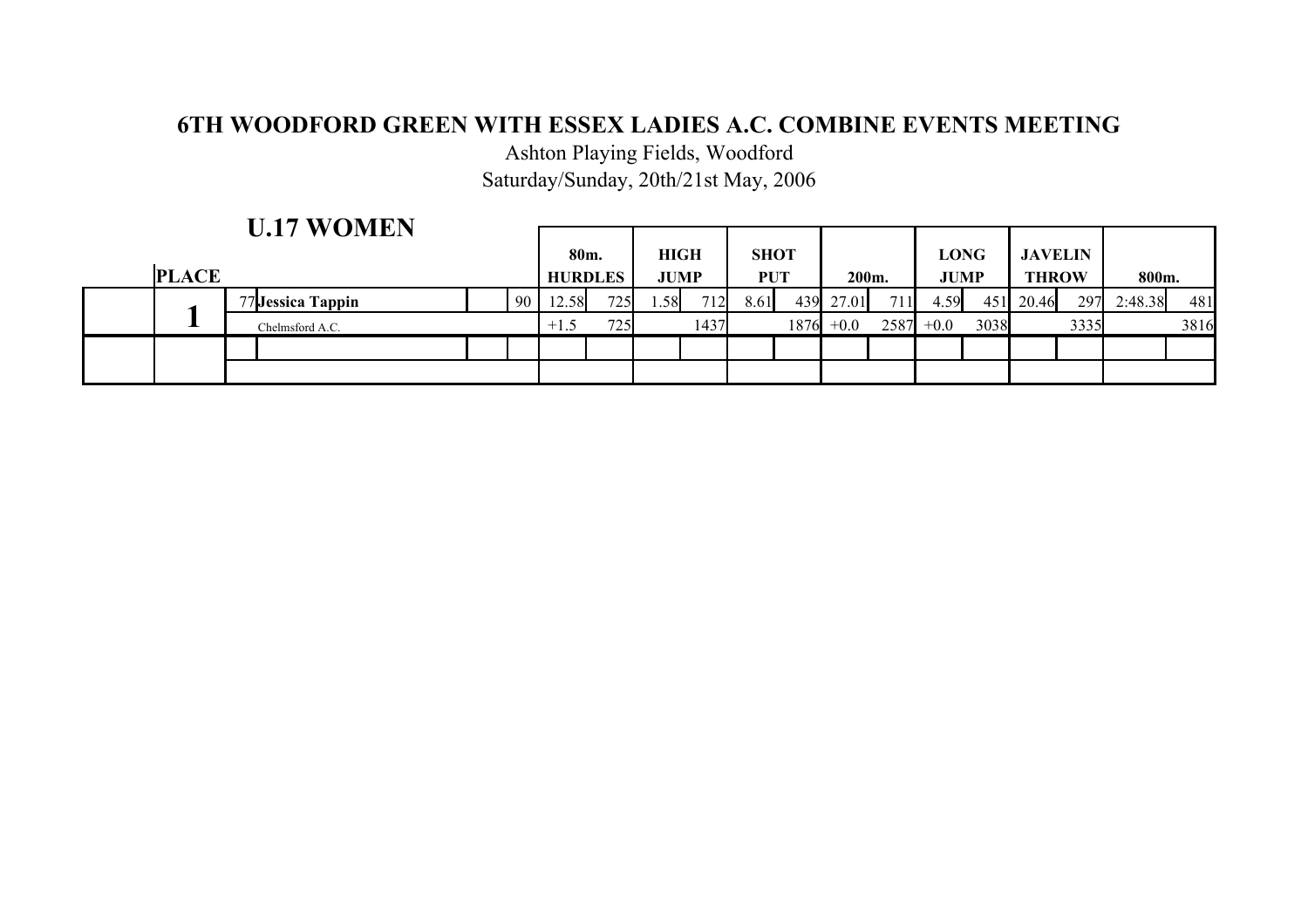# 6TH WOODFORD GREEN WITH ESSEX LADIES A.C. COMBINE EVENTS MEETING

Ashton Playing Fields, Woodford

Saturday/Sunday, 20th/21st May, 2006

## U.17 WOMEN

| PLACE | | | | | 80m. HURDLES | | HIGH JUMP | | SHOT PUT | | 200m. | | LONG JUMP | | JAVELIN THROW | | 800m. | |
|---|---|---|---|---|---|---|---|---|---|---|---|---|---|---|---|---|---|---|
| 1 | 77 | **Jessica Tappin** | | 90 | 12.58 | 725 | 1.58 | 712 | 8.61 | 439 | 27.01 | 711 | 4.59 | 451 | 20.46 | 297 | 2:48.38 | 481 |
| | | Chelmsford A.C. | | | +1.5 | 725 | | 1437 | | 1876 | +0.0 | 2587 | +0.0 | 3038 | | 3335 | | 3816 |